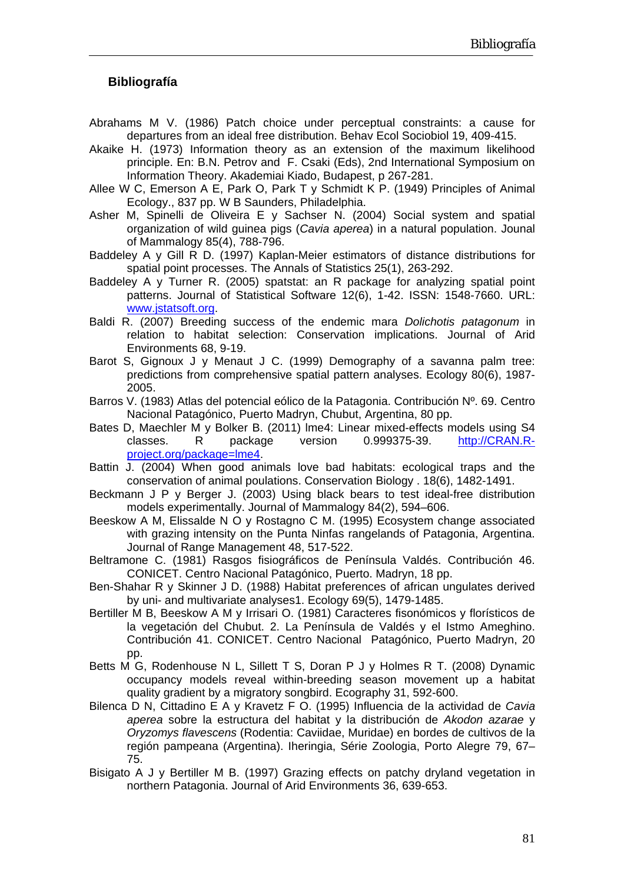## Bibliografía

Abrahams M V. (1986) Patch choice under perceptual constraints: a cause for departures from an ideal free distribution. Behav Ecol Sociobiol 19, 409-415.

Akaike H. (1973) Information theory as an extension of the maximum likelihood principle. En: B.N. Petrov and F. Csaki (Eds), 2nd International Symposium on Information Theory. Akademiai Kiado, Budapest, p 267-281.

Allee W C, Emerson A E, Park O, Park T y Schmidt K P. (1949) Principles of Animal Ecology., 837 pp. W B Saunders, Philadelphia.

Asher M, Spinelli de Oliveira E y Sachser N. (2004) Social system and spatial organization of wild guinea pigs (*Cavia aperea*) in a natural population. Jounal of Mammalogy 85(4), 788-796.

Baddeley A y Gill R D. (1997) Kaplan-Meier estimators of distance distributions for spatial point processes. The Annals of Statistics 25(1), 263-292.

Baddeley A y Turner R. (2005) spatstat: an R package for analyzing spatial point patterns. Journal of Statistical Software 12(6), 1-42. ISSN: 1548-7660. URL: www.jstatsoft.org.

Baldi R. (2007) Breeding success of the endemic mara *Dolichotis patagonum* in relation to habitat selection: Conservation implications. Journal of Arid Environments 68, 9-19.

Barot S, Gignoux J y Menaut J C. (1999) Demography of a savanna palm tree: predictions from comprehensive spatial pattern analyses. Ecology 80(6), 1987-2005.

Barros V. (1983) Atlas del potencial eólico de la Patagonia. Contribución Nº. 69. Centro Nacional Patagónico, Puerto Madryn, Chubut, Argentina, 80 pp.

Bates D, Maechler M y Bolker B. (2011) lme4: Linear mixed-effects models using S4 classes. R package version 0.999375-39. http://CRAN.R-project.org/package=lme4.

Battin J. (2004) When good animals love bad habitats: ecological traps and the conservation of animal poulations. Conservation Biology . 18(6), 1482-1491.

Beckmann J P y Berger J. (2003) Using black bears to test ideal-free distribution models experimentally. Journal of Mammalogy 84(2), 594–606.

Beeskow A M, Elissalde N O y Rostagno C M. (1995) Ecosystem change associated with grazing intensity on the Punta Ninfas rangelands of Patagonia, Argentina. Journal of Range Management 48, 517-522.

Beltramone C. (1981) Rasgos fisiográficos de Península Valdés. Contribución 46. CONICET. Centro Nacional Patagónico, Puerto. Madryn, 18 pp.

Ben-Shahar R y Skinner J D. (1988) Habitat preferences of african ungulates derived by uni- and multivariate analyses1. Ecology 69(5), 1479-1485.

Bertiller M B, Beeskow A M y Irrisari O. (1981) Caracteres fisonómicos y florísticos de la vegetación del Chubut. 2. La Península de Valdés y el Istmo Ameghino. Contribución 41. CONICET. Centro Nacional Patagónico, Puerto Madryn, 20 pp.

Betts M G, Rodenhouse N L, Sillett T S, Doran P J y Holmes R T. (2008) Dynamic occupancy models reveal within-breeding season movement up a habitat quality gradient by a migratory songbird. Ecography 31, 592-600.

Bilenca D N, Cittadino E A y Kravetz F O. (1995) Influencia de la actividad de *Cavia aperea* sobre la estructura del habitat y la distribución de *Akodon azarae* y *Oryzomys flavescens* (Rodentia: Caviidae, Muridae) en bordes de cultivos de la región pampeana (Argentina). Iheringia, Série Zoologia, Porto Alegre 79, 67–75.

Bisigato A J y Bertiller M B. (1997) Grazing effects on patchy dryland vegetation in northern Patagonia. Journal of Arid Environments 36, 639-653.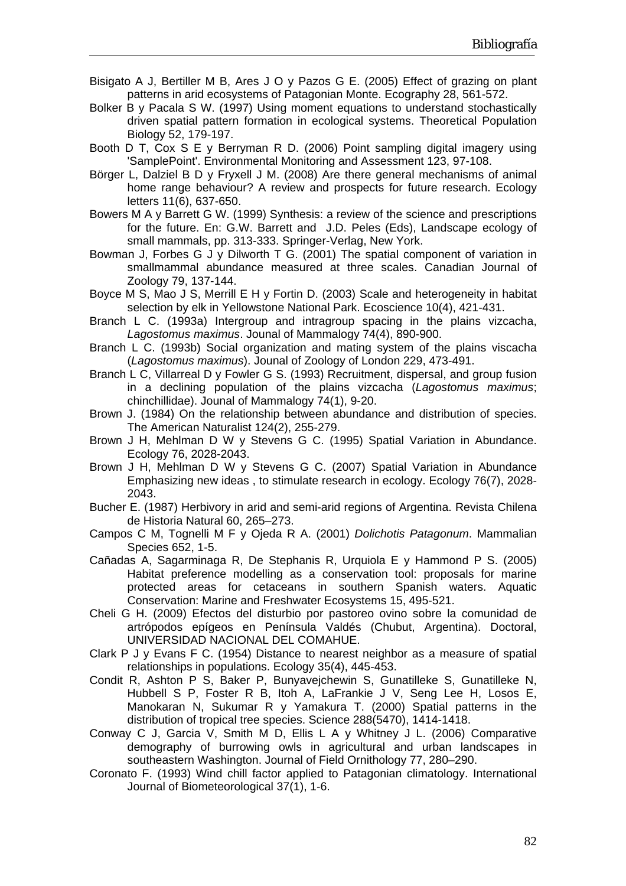Bisigato A J, Bertiller M B, Ares J O y Pazos G E. (2005) Effect of grazing on plant patterns in arid ecosystems of Patagonian Monte. Ecography 28, 561-572.

Bolker B y Pacala S W. (1997) Using moment equations to understand stochastically driven spatial pattern formation in ecological systems. Theoretical Population Biology 52, 179-197.

Booth D T, Cox S E y Berryman R D. (2006) Point sampling digital imagery using 'SamplePoint'. Environmental Monitoring and Assessment 123, 97-108.

Börger L, Dalziel B D y Fryxell J M. (2008) Are there general mechanisms of animal home range behaviour? A review and prospects for future research. Ecology letters 11(6), 637-650.

Bowers M A y Barrett G W. (1999) Synthesis: a review of the science and prescriptions for the future. En: G.W. Barrett and J.D. Peles (Eds), Landscape ecology of small mammals, pp. 313-333. Springer-Verlag, New York.

Bowman J, Forbes G J y Dilworth T G. (2001) The spatial component of variation in smallmammal abundance measured at three scales. Canadian Journal of Zoology 79, 137-144.

Boyce M S, Mao J S, Merrill E H y Fortin D. (2003) Scale and heterogeneity in habitat selection by elk in Yellowstone National Park. Ecoscience 10(4), 421-431.

Branch L C. (1993a) Intergroup and intragroup spacing in the plains vizcacha, *Lagostomus maximus*. Jounal of Mammalogy 74(4), 890-900.

Branch L C. (1993b) Social organization and mating system of the plains viscacha (*Lagostomus maximus*). Jounal of Zoology of London 229, 473-491.

Branch L C, Villarreal D y Fowler G S. (1993) Recruitment, dispersal, and group fusion in a declining population of the plains vizcacha (*Lagostomus maximus*; chinchillidae). Jounal of Mammalogy 74(1), 9-20.

Brown J. (1984) On the relationship between abundance and distribution of species. The American Naturalist 124(2), 255-279.

Brown J H, Mehlman D W y Stevens G C. (1995) Spatial Variation in Abundance. Ecology 76, 2028-2043.

Brown J H, Mehlman D W y Stevens G C. (2007) Spatial Variation in Abundance Emphasizing new ideas , to stimulate research in ecology. Ecology 76(7), 2028-2043.

Bucher E. (1987) Herbivory in arid and semi-arid regions of Argentina. Revista Chilena de Historia Natural 60, 265–273.

Campos C M, Tognelli M F y Ojeda R A. (2001) *Dolichotis Patagonum*. Mammalian Species 652, 1-5.

Cañadas A, Sagarminaga R, De Stephanis R, Urquiola E y Hammond P S. (2005) Habitat preference modelling as a conservation tool: proposals for marine protected areas for cetaceans in southern Spanish waters. Aquatic Conservation: Marine and Freshwater Ecosystems 15, 495-521.

Cheli G H. (2009) Efectos del disturbio por pastoreo ovino sobre la comunidad de artrópodos epígeos en Península Valdés (Chubut, Argentina). Doctoral, UNIVERSIDAD NACIONAL DEL COMAHUE.

Clark P J y Evans F C. (1954) Distance to nearest neighbor as a measure of spatial relationships in populations. Ecology 35(4), 445-453.

Condit R, Ashton P S, Baker P, Bunyavejchewin S, Gunatilleke S, Gunatilleke N, Hubbell S P, Foster R B, Itoh A, LaFrankie J V, Seng Lee H, Losos E, Manokaran N, Sukumar R y Yamakura T. (2000) Spatial patterns in the distribution of tropical tree species. Science 288(5470), 1414-1418.

Conway C J, Garcia V, Smith M D, Ellis L A y Whitney J L. (2006) Comparative demography of burrowing owls in agricultural and urban landscapes in southeastern Washington. Journal of Field Ornithology 77, 280–290.

Coronato F. (1993) Wind chill factor applied to Patagonian climatology. International Journal of Biometeorological 37(1), 1-6.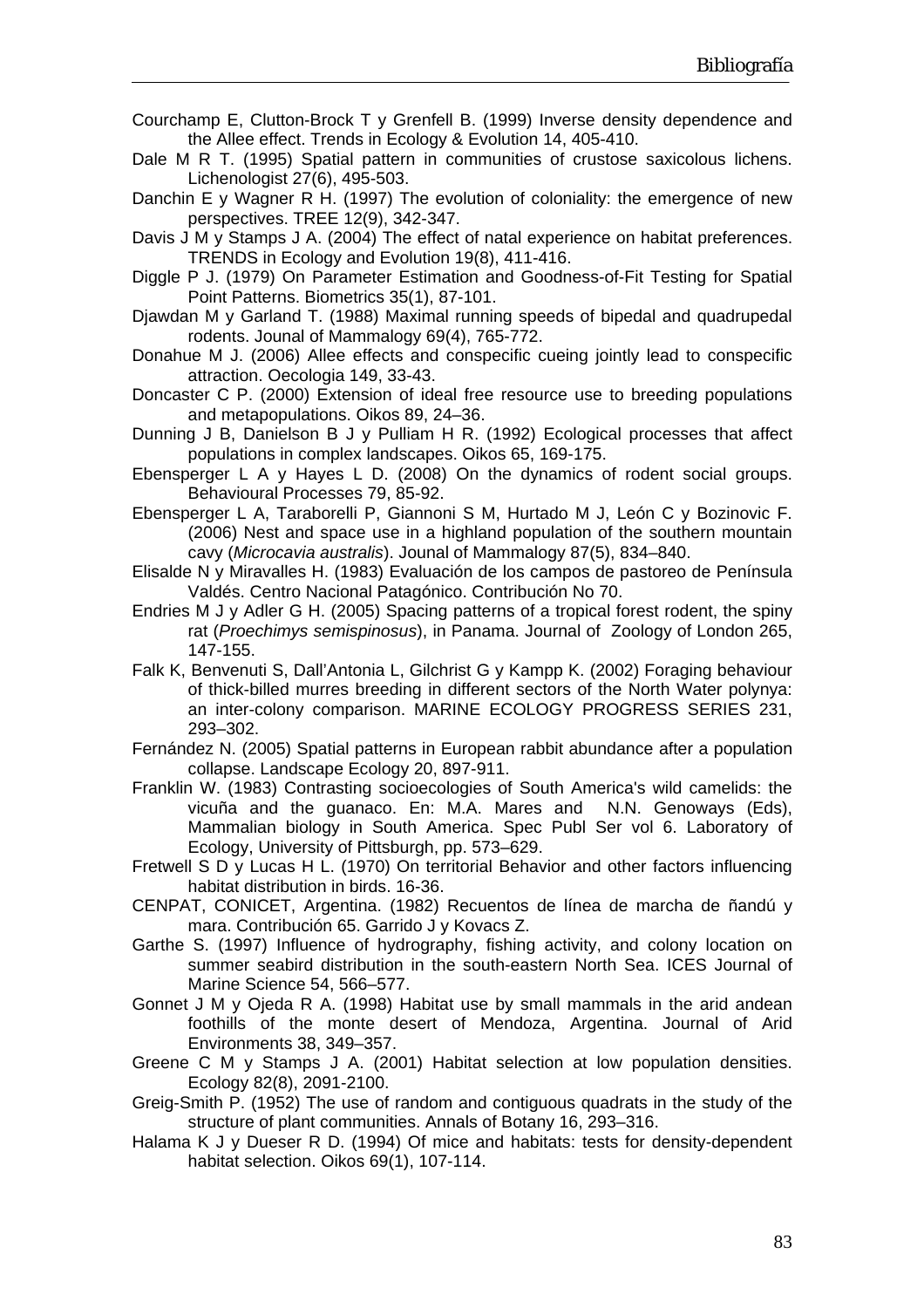Courchamp E, Clutton-Brock T y Grenfell B. (1999) Inverse density dependence and the Allee effect. Trends in Ecology & Evolution 14, 405-410.

Dale M R T. (1995) Spatial pattern in communities of crustose saxicolous lichens. Lichenologist 27(6), 495-503.

Danchin E y Wagner R H. (1997) The evolution of coloniality: the emergence of new perspectives. TREE 12(9), 342-347.

Davis J M y Stamps J A. (2004) The effect of natal experience on habitat preferences. TRENDS in Ecology and Evolution 19(8), 411-416.

Diggle P J. (1979) On Parameter Estimation and Goodness-of-Fit Testing for Spatial Point Patterns. Biometrics 35(1), 87-101.

Djawdan M y Garland T. (1988) Maximal running speeds of bipedal and quadrupedal rodents. Jounal of Mammalogy 69(4), 765-772.

Donahue M J. (2006) Allee effects and conspecific cueing jointly lead to conspecific attraction. Oecologia 149, 33-43.

Doncaster C P. (2000) Extension of ideal free resource use to breeding populations and metapopulations. Oikos 89, 24–36.

Dunning J B, Danielson B J y Pulliam H R. (1992) Ecological processes that affect populations in complex landscapes. Oikos 65, 169-175.

Ebensperger L A y Hayes L D. (2008) On the dynamics of rodent social groups. Behavioural Processes 79, 85-92.

Ebensperger L A, Taraborelli P, Giannoni S M, Hurtado M J, León C y Bozinovic F. (2006) Nest and space use in a highland population of the southern mountain cavy (*Microcavia australis*). Jounal of Mammalogy 87(5), 834–840.

Elisalde N y Miravalles H. (1983) Evaluación de los campos de pastoreo de Península Valdés. Centro Nacional Patagónico. Contribución No 70.

Endries M J y Adler G H. (2005) Spacing patterns of a tropical forest rodent, the spiny rat (*Proechimys semispinosus*), in Panama. Journal of Zoology of London 265, 147-155.

Falk K, Benvenuti S, Dall'Antonia L, Gilchrist G y Kampp K. (2002) Foraging behaviour of thick-billed murres breeding in different sectors of the North Water polynya: an inter-colony comparison. MARINE ECOLOGY PROGRESS SERIES 231, 293–302.

Fernández N. (2005) Spatial patterns in European rabbit abundance after a population collapse. Landscape Ecology 20, 897-911.

Franklin W. (1983) Contrasting socioecologies of South America's wild camelids: the vicuña and the guanaco. En: M.A. Mares and N.N. Genoways (Eds), Mammalian biology in South America. Spec Publ Ser vol 6. Laboratory of Ecology, University of Pittsburgh, pp. 573–629.

Fretwell S D y Lucas H L. (1970) On territorial Behavior and other factors influencing habitat distribution in birds. 16-36.

CENPAT, CONICET, Argentina. (1982) Recuentos de línea de marcha de ñandú y mara. Contribución 65. Garrido J y Kovacs Z.

Garthe S. (1997) Influence of hydrography, fishing activity, and colony location on summer seabird distribution in the south-eastern North Sea. ICES Journal of Marine Science 54, 566–577.

Gonnet J M y Ojeda R A. (1998) Habitat use by small mammals in the arid andean foothills of the monte desert of Mendoza, Argentina. Journal of Arid Environments 38, 349–357.

Greene C M y Stamps J A. (2001) Habitat selection at low population densities. Ecology 82(8), 2091-2100.

Greig-Smith P. (1952) The use of random and contiguous quadrats in the study of the structure of plant communities. Annals of Botany 16, 293–316.

Halama K J y Dueser R D. (1994) Of mice and habitats: tests for density-dependent habitat selection. Oikos 69(1), 107-114.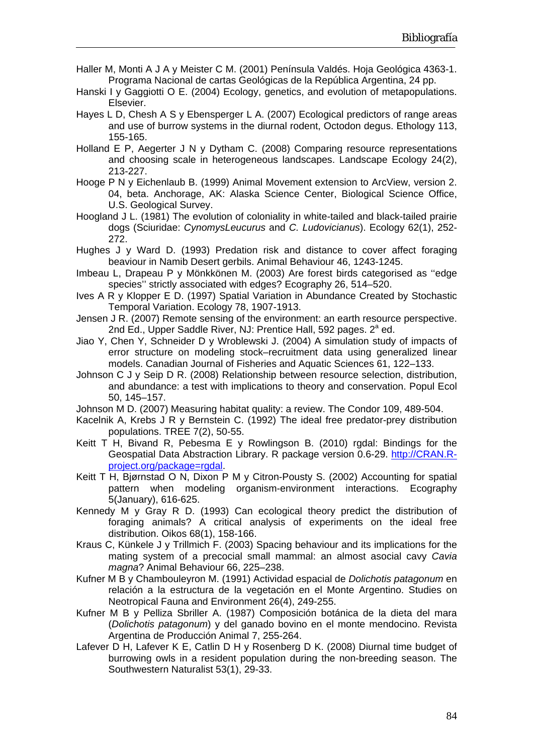Haller M, Monti A J A y Meister C M. (2001) Península Valdés. Hoja Geológica 4363-1. Programa Nacional de cartas Geológicas de la República Argentina, 24 pp.

Hanski I y Gaggiotti O E. (2004) Ecology, genetics, and evolution of metapopulations. Elsevier.

Hayes L D, Chesh A S y Ebensperger L A. (2007) Ecological predictors of range areas and use of burrow systems in the diurnal rodent, Octodon degus. Ethology 113, 155-165.

Holland E P, Aegerter J N y Dytham C. (2008) Comparing resource representations and choosing scale in heterogeneous landscapes. Landscape Ecology 24(2), 213-227.

Hooge P N y Eichenlaub B. (1999) Animal Movement extension to ArcView, version 2. 04, beta. Anchorage, AK: Alaska Science Center, Biological Science Office, U.S. Geological Survey.

Hoogland J L. (1981) The evolution of coloniality in white-tailed and black-tailed prairie dogs (Sciuridae: *CynomysLeucurus* and *C. Ludovicianus*). Ecology 62(1), 252-272.

Hughes J y Ward D. (1993) Predation risk and distance to cover affect foraging beaviour in Namib Desert gerbils. Animal Behaviour 46, 1243-1245.

Imbeau L, Drapeau P y Mönkkönen M. (2003) Are forest birds categorised as ''edge species'' strictly associated with edges? Ecography 26, 514–520.

Ives A R y Klopper E D. (1997) Spatial Variation in Abundance Created by Stochastic Temporal Variation. Ecology 78, 1907-1913.

Jensen J R. (2007) Remote sensing of the environment: an earth resource perspective. 2nd Ed., Upper Saddle River, NJ: Prentice Hall, 592 pages. 2ª ed.

Jiao Y, Chen Y, Schneider D y Wroblewski J. (2004) A simulation study of impacts of error structure on modeling stock–recruitment data using generalized linear models. Canadian Journal of Fisheries and Aquatic Sciences 61, 122–133.

Johnson C J y Seip D R. (2008) Relationship between resource selection, distribution, and abundance: a test with implications to theory and conservation. Popul Ecol 50, 145–157.

Johnson M D. (2007) Measuring habitat quality: a review. The Condor 109, 489-504.

Kacelnik A, Krebs J R y Bernstein C. (1992) The ideal free predator-prey distribution populations. TREE 7(2), 50-55.

Keitt T H, Bivand R, Pebesma E y Rowlingson B. (2010) rgdal: Bindings for the Geospatial Data Abstraction Library. R package version 0.6-29. http://CRAN.R-project.org/package=rgdal.

Keitt T H, Bjørnstad O N, Dixon P M y Citron-Pousty S. (2002) Accounting for spatial pattern when modeling organism-environment interactions. Ecography 5(January), 616-625.

Kennedy M y Gray R D. (1993) Can ecological theory predict the distribution of foraging animals? A critical analysis of experiments on the ideal free distribution. Oikos 68(1), 158-166.

Kraus C, Künkele J y Trillmich F. (2003) Spacing behaviour and its implications for the mating system of a precocial small mammal: an almost asocial cavy *Cavia magna*? Animal Behaviour 66, 225–238.

Kufner M B y Chambouleyron M. (1991) Actividad espacial de *Dolichotis patagonum* en relación a la estructura de la vegetación en el Monte Argentino. Studies on Neotropical Fauna and Environment 26(4), 249-255.

Kufner M B y Pelliza Sbriller A. (1987) Composición botánica de la dieta del mara (*Dolichotis patagonum*) y del ganado bovino en el monte mendocino. Revista Argentina de Producción Animal 7, 255-264.

Lafever D H, Lafever K E, Catlin D H y Rosenberg D K. (2008) Diurnal time budget of burrowing owls in a resident population during the non-breeding season. The Southwestern Naturalist 53(1), 29-33.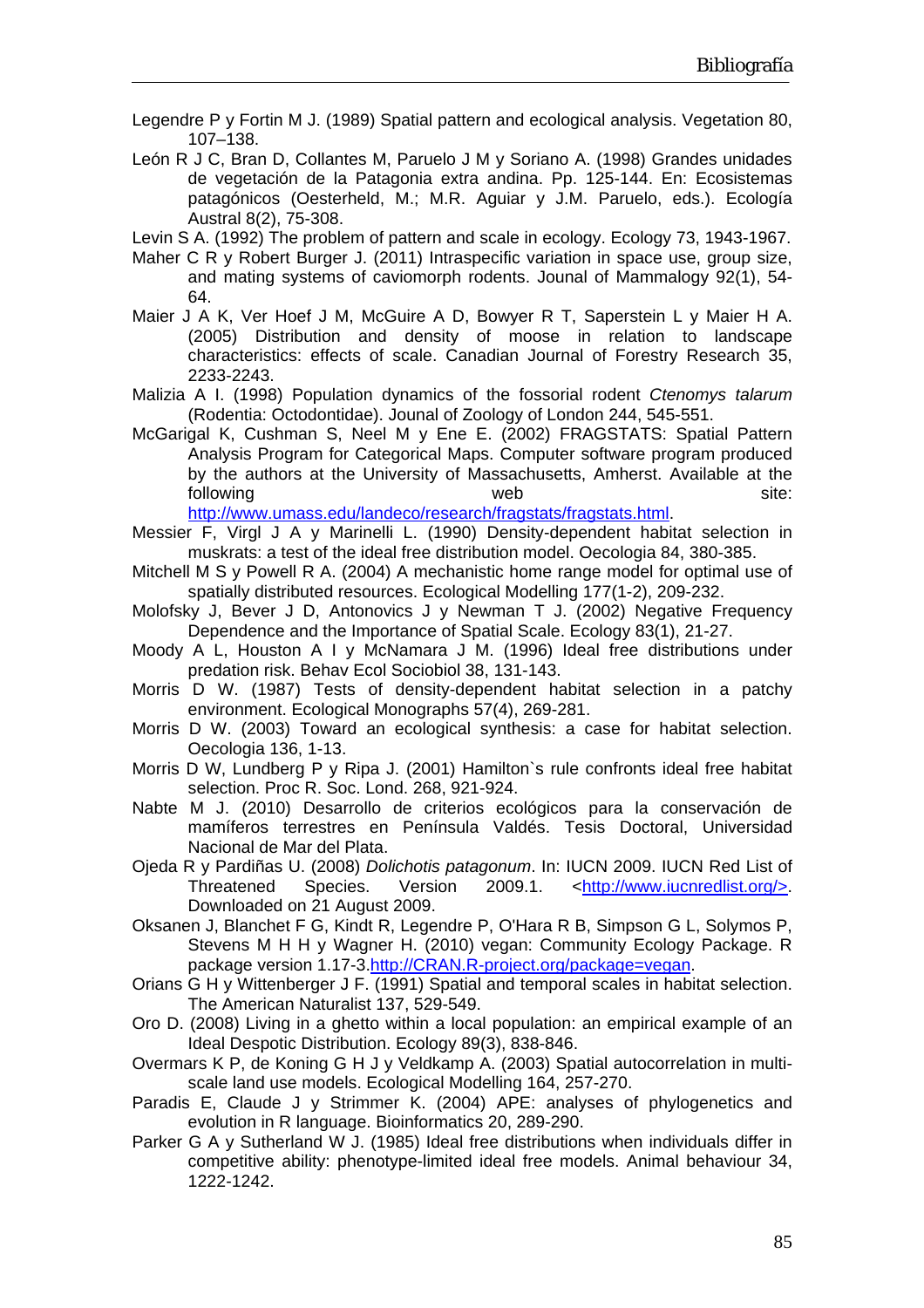Legendre P y Fortin M J. (1989) Spatial pattern and ecological analysis. Vegetation 80, 107–138.

León R J C, Bran D, Collantes M, Paruelo J M y Soriano A. (1998) Grandes unidades de vegetación de la Patagonia extra andina. Pp. 125-144. En: Ecosistemas patagónicos (Oesterheld, M.; M.R. Aguiar y J.M. Paruelo, eds.). Ecología Austral 8(2), 75-308.

Levin S A. (1992) The problem of pattern and scale in ecology. Ecology 73, 1943-1967.

Maher C R y Robert Burger J. (2011) Intraspecific variation in space use, group size, and mating systems of caviomorph rodents. Jounal of Mammalogy 92(1), 54-64.

Maier J A K, Ver Hoef J M, McGuire A D, Bowyer R T, Saperstein L y Maier H A. (2005) Distribution and density of moose in relation to landscape characteristics: effects of scale. Canadian Journal of Forestry Research 35, 2233-2243.

Malizia A I. (1998) Population dynamics of the fossorial rodent *Ctenomys talarum* (Rodentia: Octodontidae). Jounal of Zoology of London 244, 545-551.

McGarigal K, Cushman S, Neel M y Ene E. (2002) FRAGSTATS: Spatial Pattern Analysis Program for Categorical Maps. Computer software program produced by the authors at the University of Massachusetts, Amherst. Available at the following web site: http://www.umass.edu/landeco/research/fragstats/fragstats.html.

Messier F, Virgl J A y Marinelli L. (1990) Density-dependent habitat selection in muskrats: a test of the ideal free distribution model. Oecologia 84, 380-385.

Mitchell M S y Powell R A. (2004) A mechanistic home range model for optimal use of spatially distributed resources. Ecological Modelling 177(1-2), 209-232.

Molofsky J, Bever J D, Antonovics J y Newman T J. (2002) Negative Frequency Dependence and the Importance of Spatial Scale. Ecology 83(1), 21-27.

Moody A L, Houston A I y McNamara J M. (1996) Ideal free distributions under predation risk. Behav Ecol Sociobiol 38, 131-143.

Morris D W. (1987) Tests of density-dependent habitat selection in a patchy environment. Ecological Monographs 57(4), 269-281.

Morris D W. (2003) Toward an ecological synthesis: a case for habitat selection. Oecologia 136, 1-13.

Morris D W, Lundberg P y Ripa J. (2001) Hamilton`s rule confronts ideal free habitat selection. Proc R. Soc. Lond. 268, 921-924.

Nabte M J. (2010) Desarrollo de criterios ecológicos para la conservación de mamíferos terrestres en Península Valdés. Tesis Doctoral, Universidad Nacional de Mar del Plata.

Ojeda R y Pardiñas U. (2008) *Dolichotis patagonum*. In: IUCN 2009. IUCN Red List of Threatened Species. Version 2009.1. <http://www.iucnredlist.org/>. Downloaded on 21 August 2009.

Oksanen J, Blanchet F G, Kindt R, Legendre P, O'Hara R B, Simpson G L, Solymos P, Stevens M H H y Wagner H. (2010) vegan: Community Ecology Package. R package version 1.17-3.http://CRAN.R-project.org/package=vegan.

Orians G H y Wittenberger J F. (1991) Spatial and temporal scales in habitat selection. The American Naturalist 137, 529-549.

Oro D. (2008) Living in a ghetto within a local population: an empirical example of an Ideal Despotic Distribution. Ecology 89(3), 838-846.

Overmars K P, de Koning G H J y Veldkamp A. (2003) Spatial autocorrelation in multi-scale land use models. Ecological Modelling 164, 257-270.

Paradis E, Claude J y Strimmer K. (2004) APE: analyses of phylogenetics and evolution in R language. Bioinformatics 20, 289-290.

Parker G A y Sutherland W J. (1985) Ideal free distributions when individuals differ in competitive ability: phenotype-limited ideal free models. Animal behaviour 34, 1222-1242.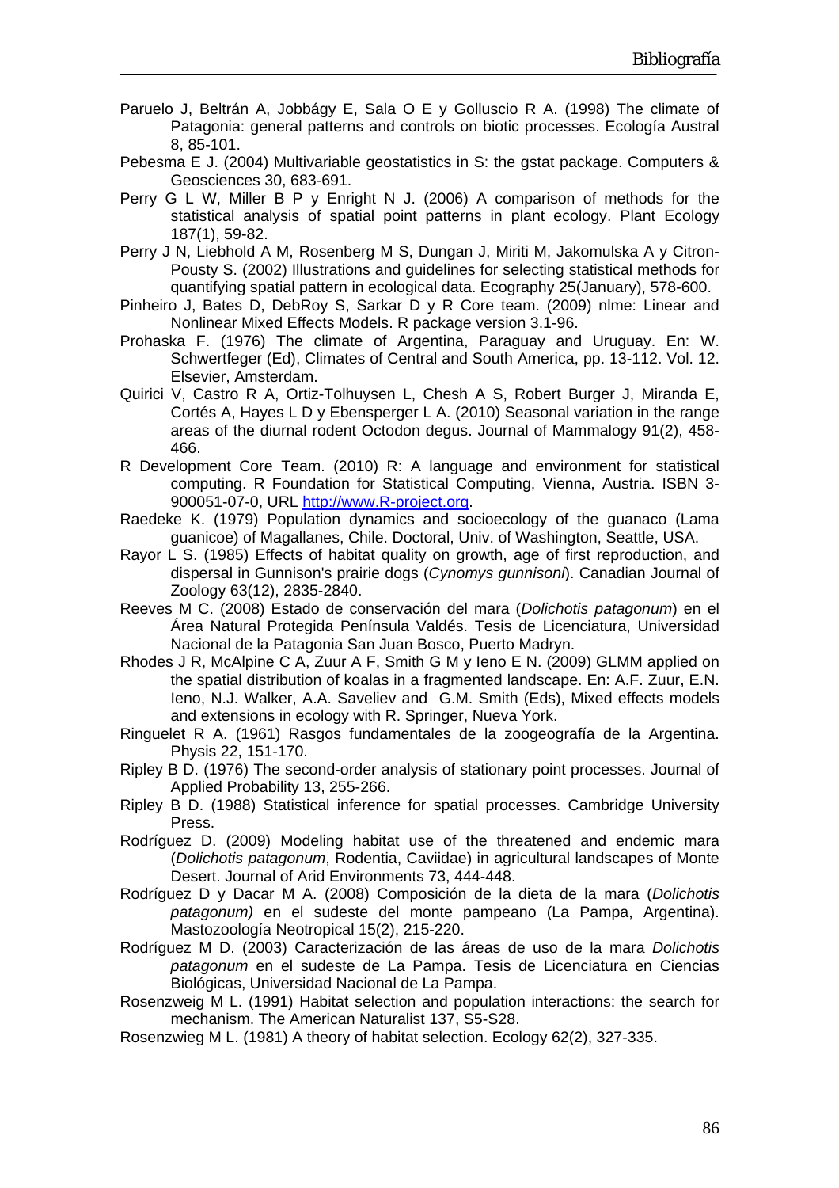Paruelo J, Beltrán A, Jobbágy E, Sala O E y Golluscio R A. (1998) The climate of Patagonia: general patterns and controls on biotic processes. Ecología Austral 8, 85-101.

Pebesma E J. (2004) Multivariable geostatistics in S: the gstat package. Computers & Geosciences 30, 683-691.

Perry G L W, Miller B P y Enright N J. (2006) A comparison of methods for the statistical analysis of spatial point patterns in plant ecology. Plant Ecology 187(1), 59-82.

Perry J N, Liebhold A M, Rosenberg M S, Dungan J, Miriti M, Jakomulska A y Citron-Pousty S. (2002) Illustrations and guidelines for selecting statistical methods for quantifying spatial pattern in ecological data. Ecography 25(January), 578-600.

Pinheiro J, Bates D, DebRoy S, Sarkar D y R Core team. (2009) nlme: Linear and Nonlinear Mixed Effects Models. R package version 3.1-96.

Prohaska F. (1976) The climate of Argentina, Paraguay and Uruguay. En: W. Schwertfeger (Ed), Climates of Central and South America, pp. 13-112. Vol. 12. Elsevier, Amsterdam.

Quirici V, Castro R A, Ortiz-Tolhuysen L, Chesh A S, Robert Burger J, Miranda E, Cortés A, Hayes L D y Ebensperger L A. (2010) Seasonal variation in the range areas of the diurnal rodent Octodon degus. Journal of Mammalogy 91(2), 458-466.

R Development Core Team. (2010) R: A language and environment for statistical computing. R Foundation for Statistical Computing, Vienna, Austria. ISBN 3-900051-07-0, URL http://www.R-project.org.

Raedeke K. (1979) Population dynamics and socioecology of the guanaco (Lama guanicoe) of Magallanes, Chile. Doctoral, Univ. of Washington, Seattle, USA.

Rayor L S. (1985) Effects of habitat quality on growth, age of first reproduction, and dispersal in Gunnison's prairie dogs (*Cynomys gunnisoni*). Canadian Journal of Zoology 63(12), 2835-2840.

Reeves M C. (2008) Estado de conservación del mara (*Dolichotis patagonum*) en el Área Natural Protegida Península Valdés. Tesis de Licenciatura, Universidad Nacional de la Patagonia San Juan Bosco, Puerto Madryn.

Rhodes J R, McAlpine C A, Zuur A F, Smith G M y Ieno E N. (2009) GLMM applied on the spatial distribution of koalas in a fragmented landscape. En: A.F. Zuur, E.N. Ieno, N.J. Walker, A.A. Saveliev and G.M. Smith (Eds), Mixed effects models and extensions in ecology with R. Springer, Nueva York.

Ringuelet R A. (1961) Rasgos fundamentales de la zoogeografía de la Argentina. Physis 22, 151-170.

Ripley B D. (1976) The second-order analysis of stationary point processes. Journal of Applied Probability 13, 255-266.

Ripley B D. (1988) Statistical inference for spatial processes. Cambridge University Press.

Rodríguez D. (2009) Modeling habitat use of the threatened and endemic mara (*Dolichotis patagonum*, Rodentia, Caviidae) in agricultural landscapes of Monte Desert. Journal of Arid Environments 73, 444-448.

Rodríguez D y Dacar M A. (2008) Composición de la dieta de la mara (*Dolichotis patagonum)* en el sudeste del monte pampeano (La Pampa, Argentina). Mastozoología Neotropical 15(2), 215-220.

Rodríguez M D. (2003) Caracterización de las áreas de uso de la mara *Dolichotis patagonum* en el sudeste de La Pampa. Tesis de Licenciatura en Ciencias Biológicas, Universidad Nacional de La Pampa.

Rosenzweig M L. (1991) Habitat selection and population interactions: the search for mechanism. The American Naturalist 137, S5-S28.

Rosenzwieg M L. (1981) A theory of habitat selection. Ecology 62(2), 327-335.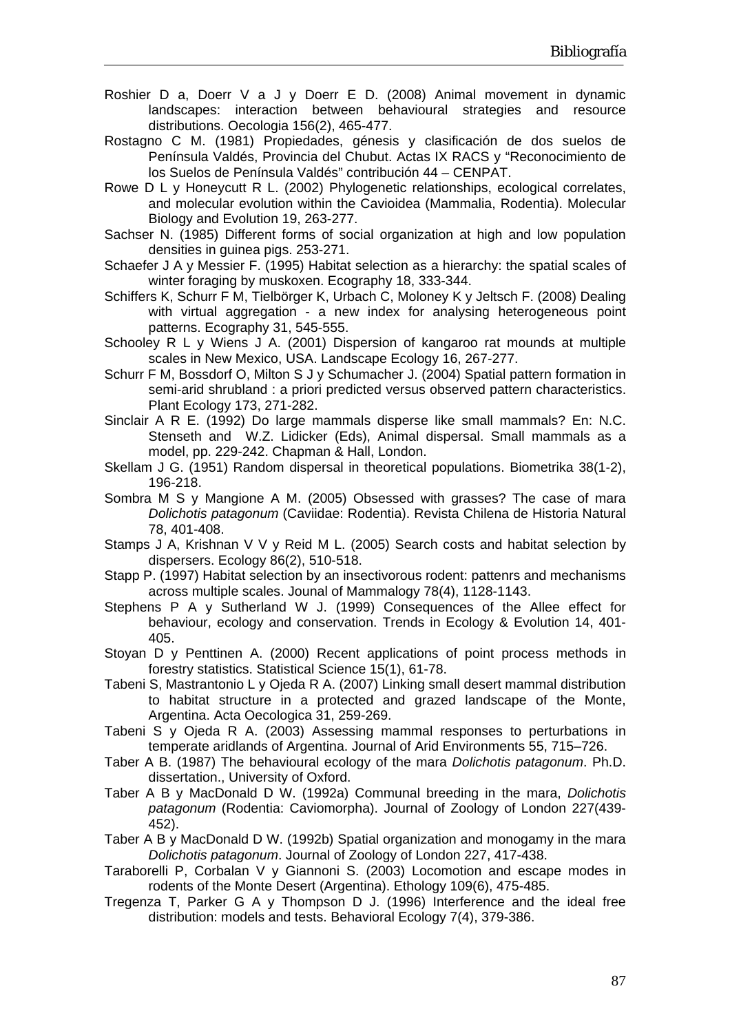Roshier D a, Doerr V a J y Doerr E D. (2008) Animal movement in dynamic landscapes: interaction between behavioural strategies and resource distributions. Oecologia 156(2), 465-477.

Rostagno C M. (1981) Propiedades, génesis y clasificación de dos suelos de Península Valdés, Provincia del Chubut. Actas IX RACS y "Reconocimiento de los Suelos de Península Valdés" contribución 44 – CENPAT.

Rowe D L y Honeycutt R L. (2002) Phylogenetic relationships, ecological correlates, and molecular evolution within the Cavioidea (Mammalia, Rodentia). Molecular Biology and Evolution 19, 263-277.

Sachser N. (1985) Different forms of social organization at high and low population densities in guinea pigs. 253-271.

Schaefer J A y Messier F. (1995) Habitat selection as a hierarchy: the spatial scales of winter foraging by muskoxen. Ecography 18, 333-344.

Schiffers K, Schurr F M, Tielbörger K, Urbach C, Moloney K y Jeltsch F. (2008) Dealing with virtual aggregation - a new index for analysing heterogeneous point patterns. Ecography 31, 545-555.

Schooley R L y Wiens J A. (2001) Dispersion of kangaroo rat mounds at multiple scales in New Mexico, USA. Landscape Ecology 16, 267-277.

Schurr F M, Bossdorf O, Milton S J y Schumacher J. (2004) Spatial pattern formation in semi-arid shrubland : a priori predicted versus observed pattern characteristics. Plant Ecology 173, 271-282.

Sinclair A R E. (1992) Do large mammals disperse like small mammals? En: N.C. Stenseth and W.Z. Lidicker (Eds), Animal dispersal. Small mammals as a model, pp. 229-242. Chapman & Hall, London.

Skellam J G. (1951) Random dispersal in theoretical populations. Biometrika 38(1-2), 196-218.

Sombra M S y Mangione A M. (2005) Obsessed with grasses? The case of mara *Dolichotis patagonum* (Caviidae: Rodentia). Revista Chilena de Historia Natural 78, 401-408.

Stamps J A, Krishnan V V y Reid M L. (2005) Search costs and habitat selection by dispersers. Ecology 86(2), 510-518.

Stapp P. (1997) Habitat selection by an insectivorous rodent: pattenrs and mechanisms across multiple scales. Jounal of Mammalogy 78(4), 1128-1143.

Stephens P A y Sutherland W J. (1999) Consequences of the Allee effect for behaviour, ecology and conservation. Trends in Ecology & Evolution 14, 401-405.

Stoyan D y Penttinen A. (2000) Recent applications of point process methods in forestry statistics. Statistical Science 15(1), 61-78.

Tabeni S, Mastrantonio L y Ojeda R A. (2007) Linking small desert mammal distribution to habitat structure in a protected and grazed landscape of the Monte, Argentina. Acta Oecologica 31, 259-269.

Tabeni S y Ojeda R A. (2003) Assessing mammal responses to perturbations in temperate aridlands of Argentina. Journal of Arid Environments 55, 715–726.

Taber A B. (1987) The behavioural ecology of the mara *Dolichotis patagonum*. Ph.D. dissertation., University of Oxford.

Taber A B y MacDonald D W. (1992a) Communal breeding in the mara, *Dolichotis patagonum* (Rodentia: Caviomorpha). Journal of Zoology of London 227(439-452).

Taber A B y MacDonald D W. (1992b) Spatial organization and monogamy in the mara *Dolichotis patagonum*. Journal of Zoology of London 227, 417-438.

Taraborelli P, Corbalan V y Giannoni S. (2003) Locomotion and escape modes in rodents of the Monte Desert (Argentina). Ethology 109(6), 475-485.

Tregenza T, Parker G A y Thompson D J. (1996) Interference and the ideal free distribution: models and tests. Behavioral Ecology 7(4), 379-386.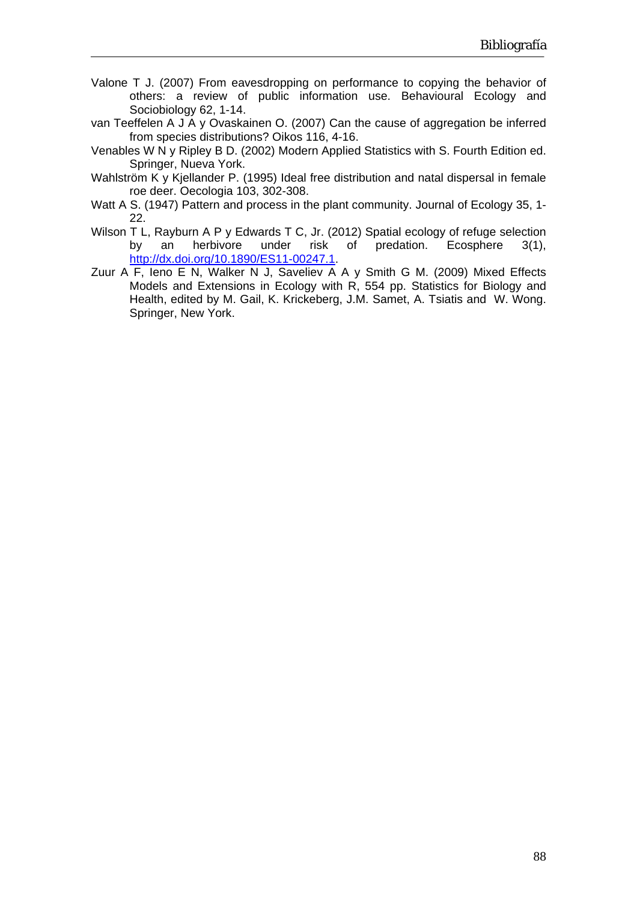Valone T J. (2007) From eavesdropping on performance to copying the behavior of others: a review of public information use. Behavioural Ecology and Sociobiology 62, 1-14.

van Teeffelen A J A y Ovaskainen O. (2007) Can the cause of aggregation be inferred from species distributions? Oikos 116, 4-16.

Venables W N y Ripley B D. (2002) Modern Applied Statistics with S. Fourth Edition ed. Springer, Nueva York.

Wahlström K y Kjellander P. (1995) Ideal free distribution and natal dispersal in female roe deer. Oecologia 103, 302-308.

Watt A S. (1947) Pattern and process in the plant community. Journal of Ecology 35, 1-22.

Wilson T L, Rayburn A P y Edwards T C, Jr. (2012) Spatial ecology of refuge selection by an herbivore under risk of predation. Ecosphere 3(1), http://dx.doi.org/10.1890/ES11-00247.1.

Zuur A F, Ieno E N, Walker N J, Saveliev A A y Smith G M. (2009) Mixed Effects Models and Extensions in Ecology with R, 554 pp. Statistics for Biology and Health, edited by M. Gail, K. Krickeberg, J.M. Samet, A. Tsiatis and W. Wong. Springer, New York.